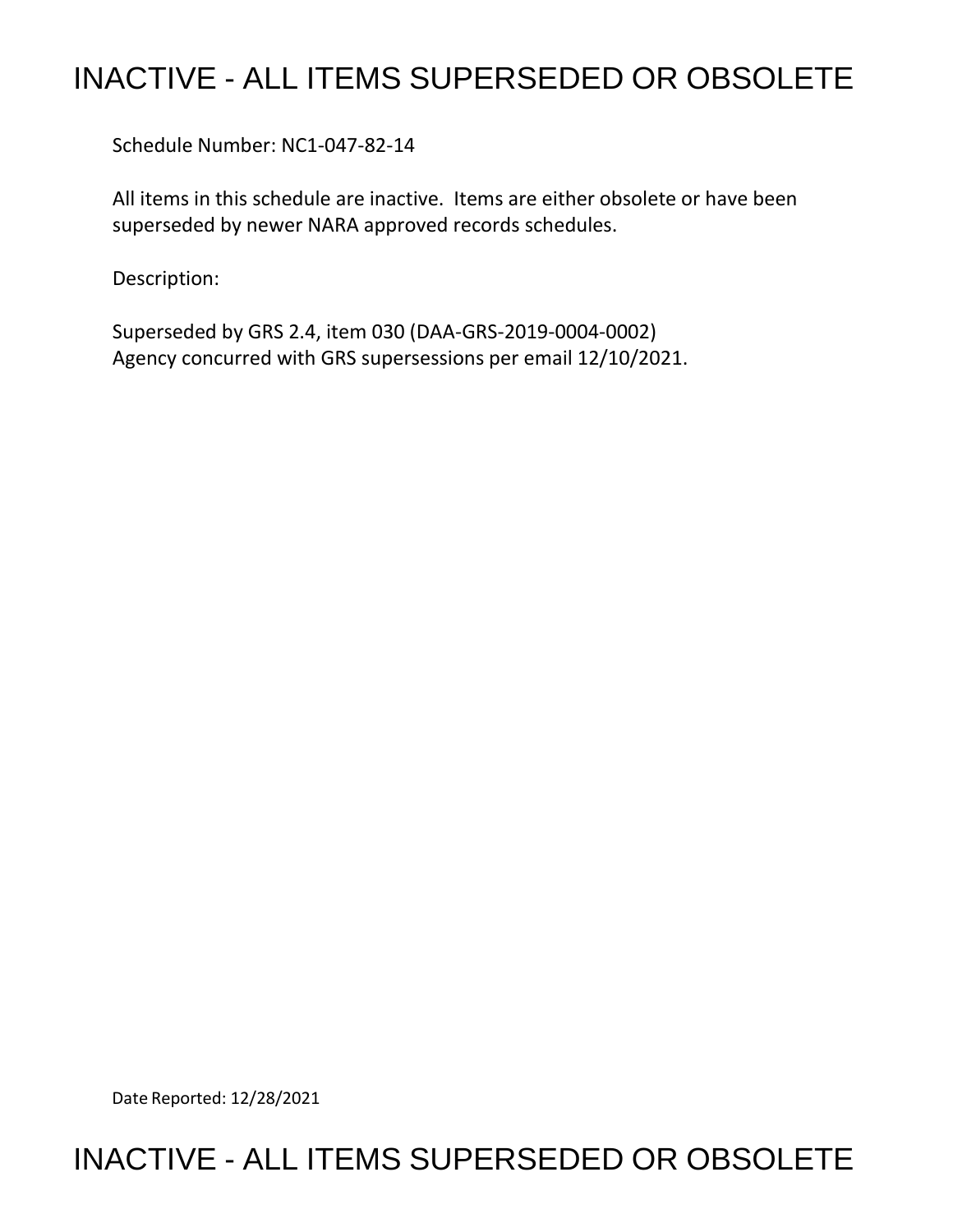# INACTIVE - ALL ITEMS SUPERSEDED OR OBSOLETE

Schedule Number: NC1-047-82-14

All items in this schedule are inactive. Items are either obsolete or have been superseded by newer NARA approved records schedules.

Description:

Superseded by GRS 2.4, item 030 (DAA-GRS-2019-0004-0002)
Agency concurred with GRS supersessions per email 12/10/2021.

Date Reported: 12/28/2021

# INACTIVE - ALL ITEMS SUPERSEDED OR OBSOLETE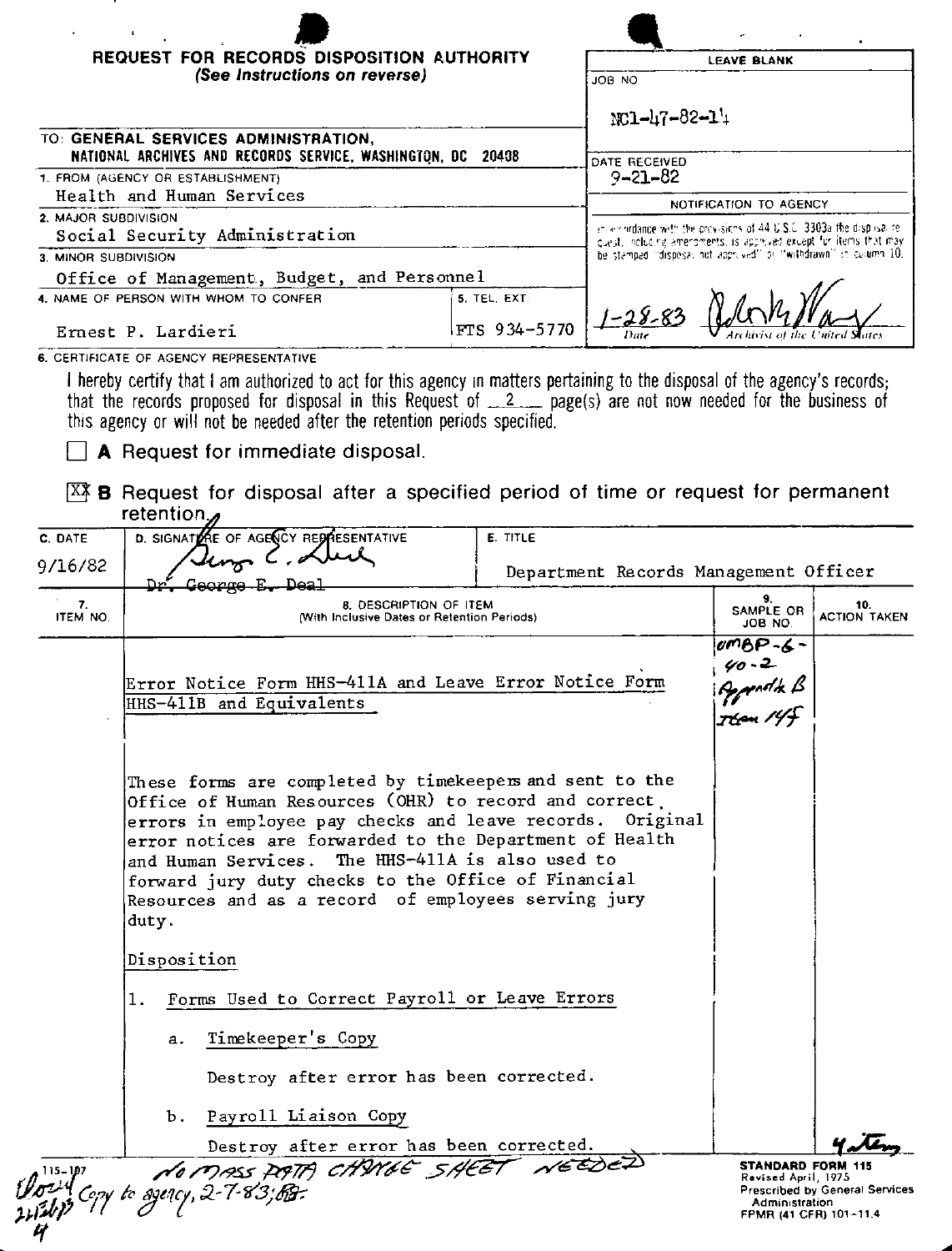# REQUEST FOR RECORDS DISPOSITION AUTHORITY

*(See Instructions on reverse)*

| LEAVE BLANK |
|---|
| JOB NO: NC1-47-82-14 |
| DATE RECEIVED: 9-21-82 |
| NOTIFICATION TO AGENCY |
| In accordance with the provisions of 44 U.S.C. 3303a the disposal request, including amendments, is approved except for items that may be stamped "disposal not approved" or "withdrawn" in column 10. |
| 1-28-83 (Date) — [signature] Archivist of the United States |

TO: GENERAL SERVICES ADMINISTRATION, NATIONAL ARCHIVES AND RECORDS SERVICE, WASHINGTON, DC 20408

1. FROM (AGENCY OR ESTABLISHMENT): Health and Human Services
2. MAJOR SUBDIVISION: Social Security Administration
3. MINOR SUBDIVISION: Office of Management, Budget, and Personnel
4. NAME OF PERSON WITH WHOM TO CONFER: Ernest P. Lardieri
5. TEL. EXT.: FTS 934-5770

6. CERTIFICATE OF AGENCY REPRESENTATIVE

I hereby certify that I am authorized to act for this agency in matters pertaining to the disposal of the agency's records; that the records proposed for disposal in this Request of 2 page(s) are not now needed for the business of this agency or will not be needed after the retention periods specified.

☐ **A** Request for immediate disposal.

☒ **B** Request for disposal after a specified period of time or request for permanent retention.

| C. DATE | D. SIGNATURE OF AGENCY REPRESENTATIVE | E. TITLE |
|---|---|---|
| 9/16/82 | [signature] ~~Dr. George E. Deal~~ | Department Records Management Officer |

| 7. ITEM NO. | 8. DESCRIPTION OF ITEM (With Inclusive Dates or Retention Periods) | 9. SAMPLE OR JOB NO. | 10. ACTION TAKEN |
|---|---|---|---|
| | Error Notice Form HHS-411A and Leave Error Notice Form HHS-411B and Equivalents | OMBP-6-40-2 Appendix B Item 145 | |

These forms are completed by timekeepers and sent to the Office of Human Resources (OHR) to record and correct errors in employee pay checks and leave records. Original error notices are forwarded to the Department of Health and Human Services. The HHS-411A is also used to forward jury duty checks to the Office of Financial Resources and as a record of employees serving jury duty.

Disposition

1. Forms Used to Correct Payroll or Leave Errors

   a. Timekeeper's Copy

      Destroy after error has been corrected.

   b. Payroll Liaison Copy

      Destroy after error has been corrected.

NO MASS DATA CHANGE SHEET NEEDED

4 items

115-107

Copy to agency, 2-7-83; BB.

STANDARD FORM 115
Revised April, 1975
Prescribed by General Services Administration
FPMR (41 CFR) 101-11.4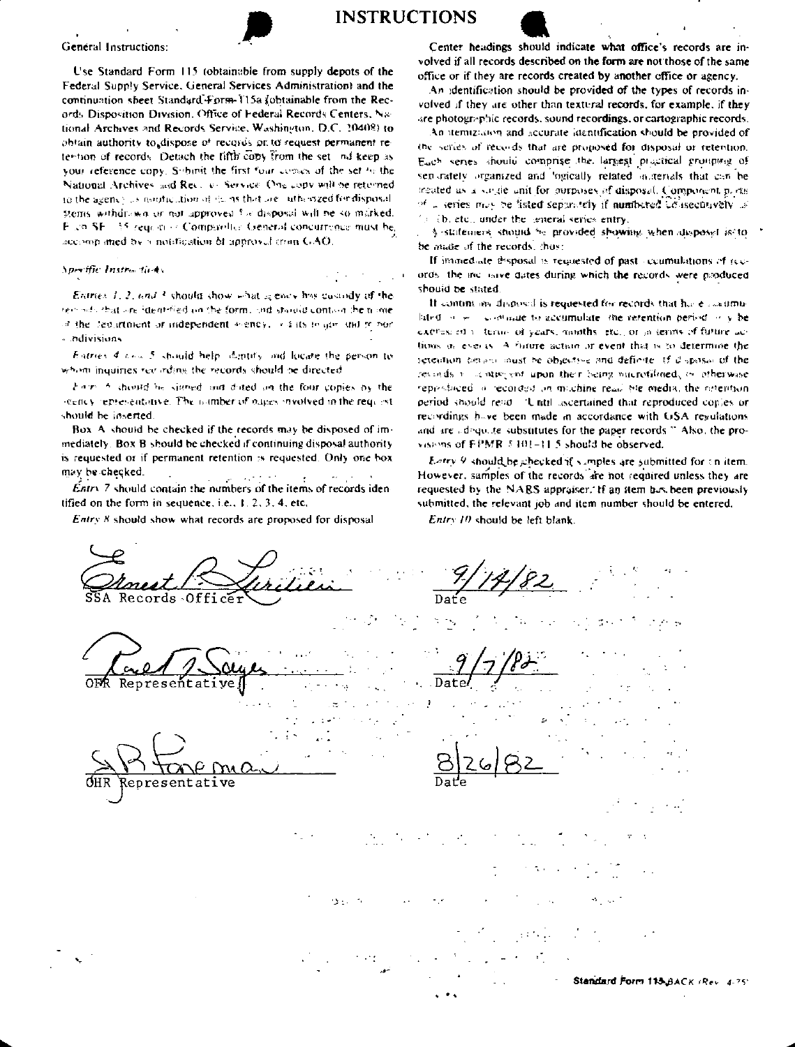# INSTRUCTIONS

General Instructions:

Use Standard Form 115 (obtainable from supply depots of the Federal Supply Service, General Services Administration) and the continuation sheet Standard Form 115a (obtainable from the Records Disposition Division, Office of Federal Records Centers, National Archives and Records Service, Washington, D.C. 20408) to obtain authority to dispose of records or to request permanent retention of records. Detach the fifth copy from the set and keep as your reference copy. Submit the first four copies of the set to the National Archives and Records Service. One copy will be returned to the agency as notification of items that are authorized for disposal. Items withdrawn or not approved for disposal will be so marked. Each SF 115 requiring Comptroller General concurrence must be accompanied by a notification of approval from GAO.

Specific Instructions:

*Entries 1, 2, and 3* should show what agency has custody of the records that are identified on the form, and should contain the name of the department or independent agency, and its major and minor subdivisions.

*Entries 4 and 5* should help identify and locate the person to whom inquiries regarding the records should be directed.

*Entry 6* should be signed and dated on the four copies by the agency representative. The number of pages involved in the request should be inserted.

Box A should be checked if the records may be disposed of immediately. Box B should be checked if continuing disposal authority is requested or if permanent retention is requested. Only one box may be checked.

*Entry 7* should contain the numbers of the items of records identified on the form in sequence, i.e., 1, 2, 3, 4, etc.

*Entry 8* should show what records are proposed for disposal

Center headings should indicate what office's records are involved if all records described on the form are not those of the same office or if they are records created by another office or agency.

An identification should be provided of the types of records involved if they are other than textual records, for example, if they are photographic records, sound recordings, or cartographic records.

An itemization and accurate identification should be provided of the series of records that are proposed for disposal or retention. Each series should comprise the largest practical grouping of separately organized and logically related materials that can be treated as a single unit for purposes of disposal. Component parts of a series may be listed separately if numbered consecutively as 1a, 1b, etc., under the general series entry.

A statement should be provided showing when disposal is to be made of the records, thus:

If immediate disposal is requested of past accumulations of records, the inclusive dates during which the records were produced should be stated.

If continuing disposal is requested for records that have accumulated or will continue to accumulate, the retention period may be expressed in terms of years, months, etc., or in terms of future actions or events. A future action or event that is to determine the retention period must be objective and definite. If disposal of the records is contingent upon their being microfilmed, or otherwise reproduced or recorded on machine readable media, the retention period should read: "Until ascertained that reproduced copies or recordings have been made in accordance with GSA regulations and are adequate substitutes for the paper records." Also, the provisions of FPMR § 101-11.5 should be observed.

*Entry 9* should be checked if samples are submitted for an item. However, samples of the records are not required unless they are requested by the NARS appraiser. If an item has been previously submitted, the relevant job and item number should be entered.

*Entry 10* should be left blank.

Ernest R. Luitieri
SSA Records Officer — Date: 9/14/82

Carel T. Sayes
OPR Representative — Date: 9/7/82

S R Foreman
OHR Representative — Date: 8/26/82

Standard Form 115 BACK (Rev. 4-75)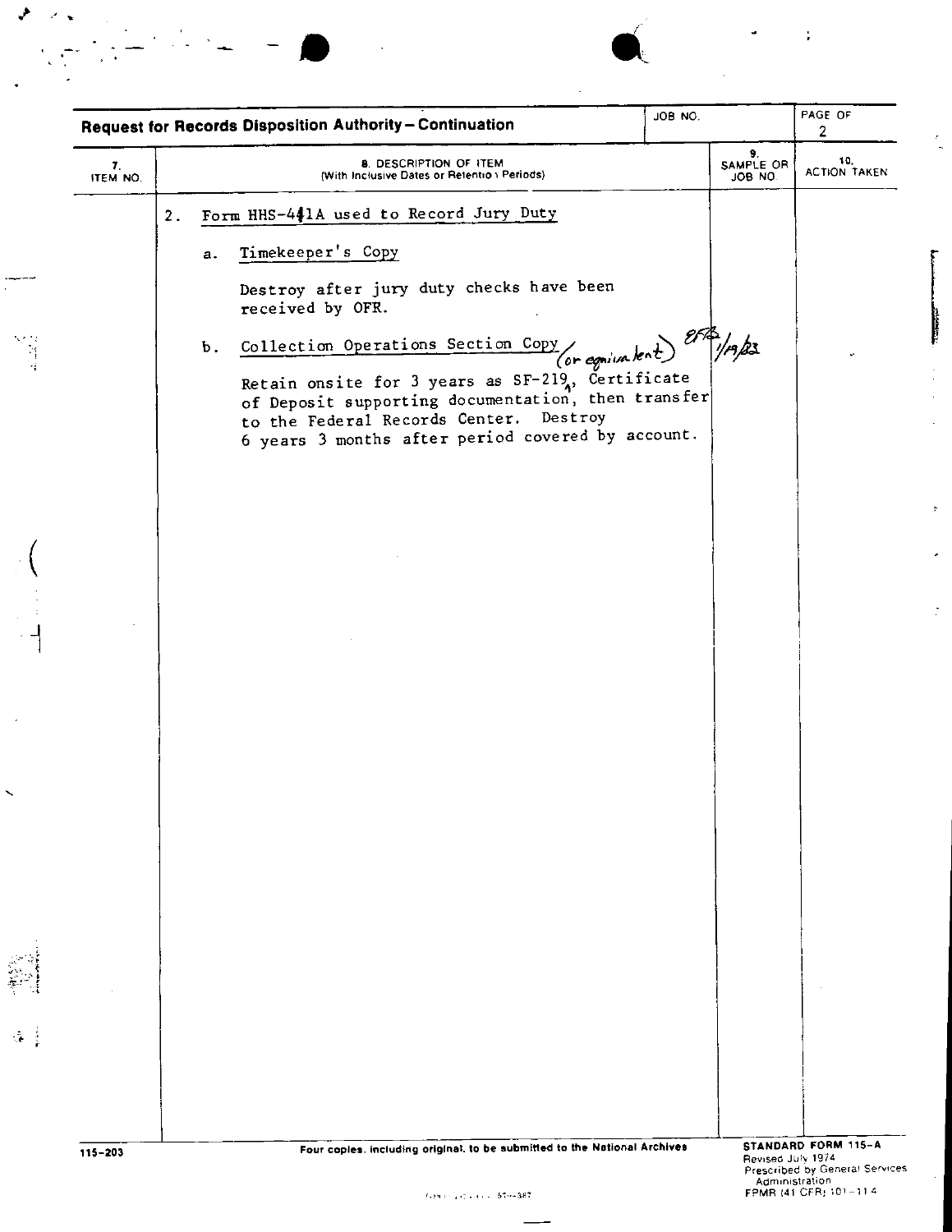## Request for Records Disposition Authority — Continuation

| JOB NO. | PAGE 2 OF |
|---|---|
| | |

| 7. ITEM NO. | 8. DESCRIPTION OF ITEM (With Inclusive Dates or Retention Periods) | 9. SAMPLE OR JOB NO. | 10. ACTION TAKEN |
|---|---|---|---|
| | 2. Form HHS-441A used to Record Jury Duty | | |
| | a. Timekeeper's Copy | | |
| | Destroy after jury duty checks have been received by OFR. | | |
| | b. Collection Operations Section Copy (or equivalent) EFB 1/19/83 | | |
| | Retain onsite for 3 years as SF-219, Certificate of Deposit supporting documentation, then transfer to the Federal Records Center. Destroy 6 years 3 months after period covered by account. | | |

115-203

Four copies, including original, to be submitted to the National Archives

STANDARD FORM 115-A
Revised July 1974
Prescribed by General Services Administration
FPMR (41 CFR) 101-11.4